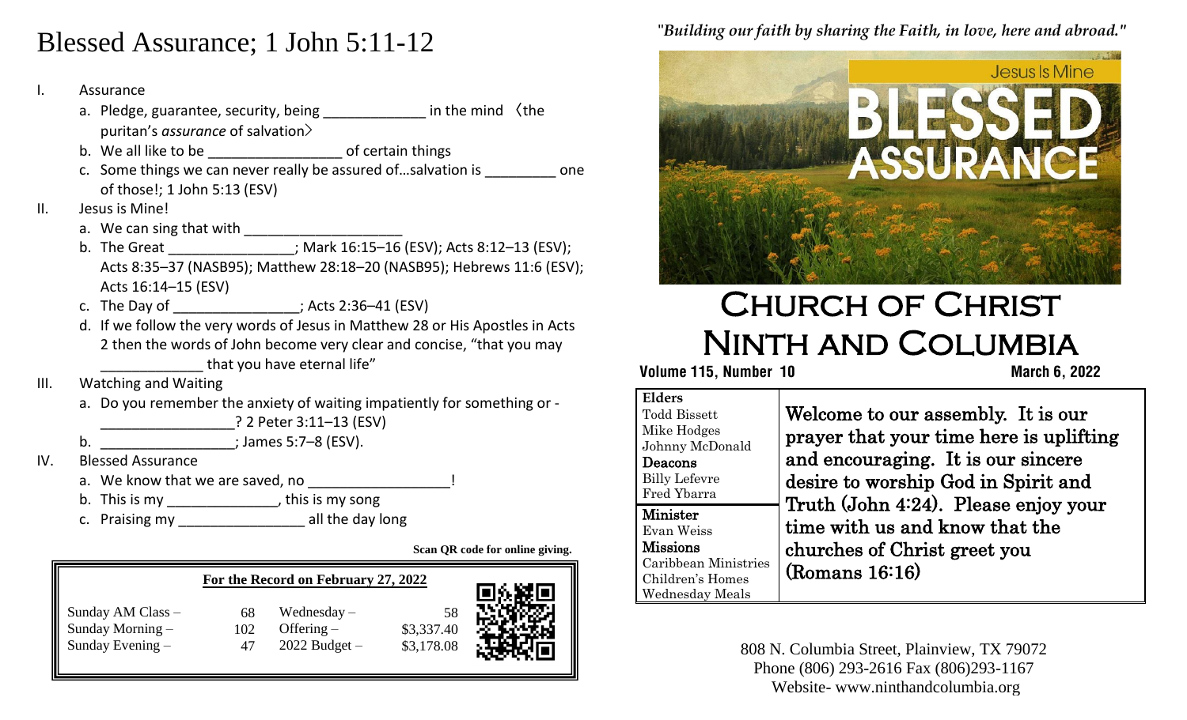# Blessed Assurance; 1 John 5:11-12

I. Assurance
   a. Pledge, guarantee, security, being _____________ in the mind 〈the puritan's *assurance* of salvation〉
   b. We all like to be _________________ of certain things
   c. Some things we can never really be assured of…salvation is _________ one of those!; 1 John 5:13 (ESV)

II. Jesus is Mine!
   a. We can sing that with _____________________
   b. The Great ________________; Mark 16:15–16 (ESV); Acts 8:12–13 (ESV); Acts 8:35–37 (NASB95); Matthew 28:18–20 (NASB95); Hebrews 11:6 (ESV); Acts 16:14–15 (ESV)
   c. The Day of ________________; Acts 2:36–41 (ESV)
   d. If we follow the very words of Jesus in Matthew 28 or His Apostles in Acts 2 then the words of John become very clear and concise, "that you may _____________ that you have eternal life"

III. Watching and Waiting
   a. Do you remember the anxiety of waiting impatiently for something or - _________________? 2 Peter 3:11–13 (ESV)
   b. _________________; James 5:7–8 (ESV).

IV. Blessed Assurance
   a. We know that we are saved, no __________________!
   b. This is my ______________, this is my song
   c. Praising my ________________ all the day long

**Scan QR code for online giving.**

**For the Record on February 27, 2022**

| | | | |
|---|---|---|---|
| Sunday AM Class – | 68 | Wednesday – | 58 |
| Sunday Morning – | 102 | Offering – | $3,337.40 |
| Sunday Evening – | 47 | 2022 Budget – | $3,178.08 |

*"Building our faith by sharing the Faith, in love, here and abroad."*

Jesus Is Mine

BLESSED ASSURANCE

# Church of Christ Ninth and Columbia

**Volume 115, Number 10** **March 6, 2022**

**Elders**
Todd Bissett
Mike Hodges
Johnny McDonald

**Deacons**
Billy Lefevre
Fred Ybarra

**Minister**
Evan Weiss

**Missions**
Caribbean Ministries
Children's Homes
Wednesday Meals

Welcome to our assembly. It is our prayer that your time here is uplifting and encouraging. It is our sincere desire to worship God in Spirit and Truth (John 4:24). Please enjoy your time with us and know that the churches of Christ greet you (Romans 16:16)

808 N. Columbia Street, Plainview, TX 79072
Phone (806) 293-2616 Fax (806)293-1167
Website- www.ninthandcolumbia.org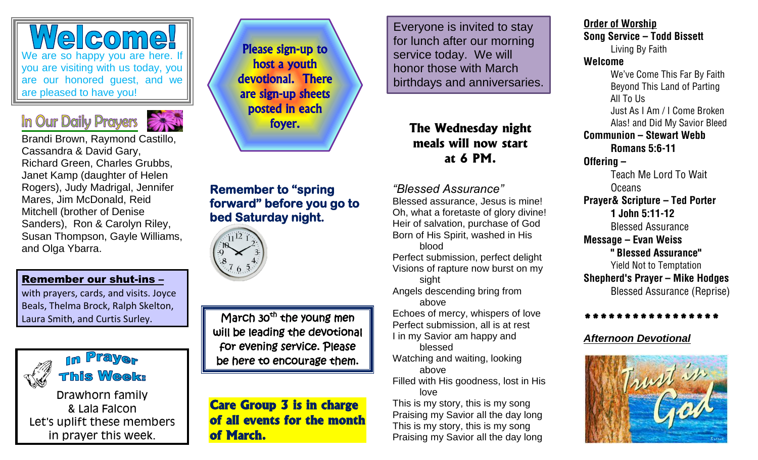# Welcome!

We are so happy you are here. If you are visiting with us today, you are our honored guest, and we are pleased to have you!

## In Our Daily Prayers

Brandi Brown, Raymond Castillo, Cassandra & David Gary, Richard Green, Charles Grubbs, Janet Kamp (daughter of Helen Rogers), Judy Madrigal, Jennifer Mares, Jim McDonald, Reid Mitchell (brother of Denise Sanders), Ron & Carolyn Riley, Susan Thompson, Gayle Williams, and Olga Ybarra.

**Remember our shut-ins –** with prayers, cards, and visits. Joyce Beals, Thelma Brock, Ralph Skelton, Laura Smith, and Curtis Surley.

## In Prayer This Week:

Drawhorn family
& Lala Falcon
Let's uplift these members in prayer this week.

**Please sign-up to host a youth devotional. There are sign-up sheets posted in each foyer.**

**Remember to "spring forward" before you go to bed Saturday night.**

March 30th the young men will be leading the devotional for evening service. Please be here to encourage them.

**Care Group 3 is in charge of all events for the month of March.**

Everyone is invited to stay for lunch after our morning service today. We will honor those with March birthdays and anniversaries.

**The Wednesday night meals will now start at 6 PM.**

*"Blessed Assurance"*

Blessed assurance, Jesus is mine!
Oh, what a foretaste of glory divine!
Heir of salvation, purchase of God
Born of His Spirit, washed in His blood
Perfect submission, perfect delight
Visions of rapture now burst on my sight
Angels descending bring from above
Echoes of mercy, whispers of love
Perfect submission, all is at rest
I in my Savior am happy and blessed
Watching and waiting, looking above
Filled with His goodness, lost in His love
This is my story, this is my song
Praising my Savior all the day long
This is my story, this is my song
Praising my Savior all the day long

## Order of Worship

**Song Service – Todd Bissett**
- Living By Faith

**Welcome**
- We've Come This Far By Faith
- Beyond This Land of Parting
- All To Us
- Just As I Am / I Come Broken
- Alas! and Did My Savior Bleed

**Communion – Stewart Webb**
- **Romans 5:6-11**

**Offering –**
- Teach Me Lord To Wait
- Oceans

**Prayer& Scripture – Ted Porter**
- **1 John 5:11-12**
- Blessed Assurance

**Message – Evan Weiss**
- **" Blessed Assurance"**
- Yield Not to Temptation

**Shepherd's Prayer – Mike Hodges**
- Blessed Assurance (Reprise)

\*\*\*\*\*\*\*\*\*\*\*\*\*\*\*\*\*

***Afternoon Devotional***

Trust in God